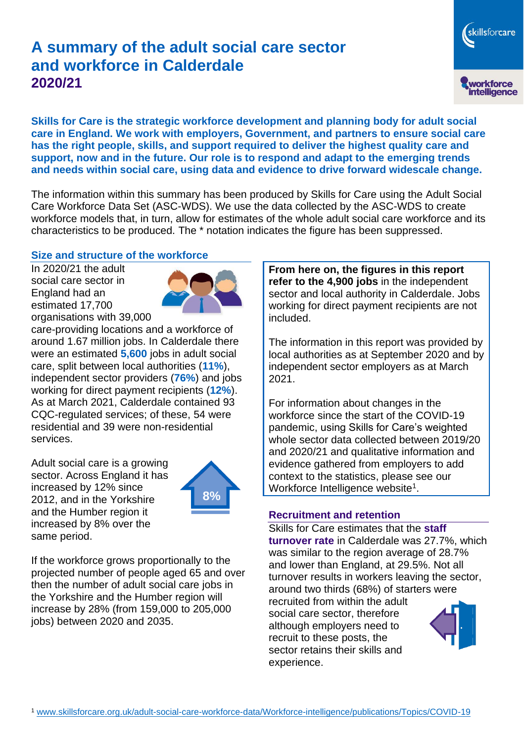# A summary of the adult social care sector and workforce in Calderdale 2020/21

**Skills for Care is the strategic workforce development and planning body for adult social care in England. We work with employers, Government, and partners to ensure social care has the right people, skills, and support required to deliver the highest quality care and support, now and in the future. Our role is to respond and adapt to the emerging trends and needs within social care, using data and evidence to drive forward widescale change.**

The information within this summary has been produced by Skills for Care using the Adult Social Care Workforce Data Set (ASC-WDS). We use the data collected by the ASC-WDS to create workforce models that, in turn, allow for estimates of the whole adult social care workforce and its characteristics to be produced. The * notation indicates the figure has been suppressed.

## Size and structure of the workforce

In 2020/21 the adult social care sector in England had an estimated 17,700 organisations with 39,000 care-providing locations and a workforce of around 1.67 million jobs. In Calderdale there were an estimated **5,600** jobs in adult social care, split between local authorities (**11%**), independent sector providers (**76%**) and jobs working for direct payment recipients (**12%**). As at March 2021, Calderdale contained 93 CQC-regulated services; of these, 54 were residential and 39 were non-residential services.

Adult social care is a growing sector. Across England it has increased by 12% since 2012, and in the Yorkshire and the Humber region it increased by 8% over the same period.

8%

If the workforce grows proportionally to the projected number of people aged 65 and over then the number of adult social care jobs in the Yorkshire and the Humber region will increase by 28% (from 159,000 to 205,000 jobs) between 2020 and 2035.

**From here on, the figures in this report refer to the 4,900 jobs** in the independent sector and local authority in Calderdale. Jobs working for direct payment recipients are not included.

The information in this report was provided by local authorities as at September 2020 and by independent sector employers as at March 2021.

For information about changes in the workforce since the start of the COVID-19 pandemic, using Skills for Care's weighted whole sector data collected between 2019/20 and 2020/21 and qualitative information and evidence gathered from employers to add context to the statistics, please see our Workforce Intelligence website[1].

## Recruitment and retention

Skills for Care estimates that the **staff turnover rate** in Calderdale was 27.7%, which was similar to the region average of 28.7% and lower than England, at 29.5%. Not all turnover results in workers leaving the sector, around two thirds (68%) of starters were recruited from within the adult social care sector, therefore although employers need to recruit to these posts, the sector retains their skills and experience.

[1] www.skillsforcare.org.uk/adult-social-care-workforce-data/Workforce-intelligence/publications/Topics/COVID-19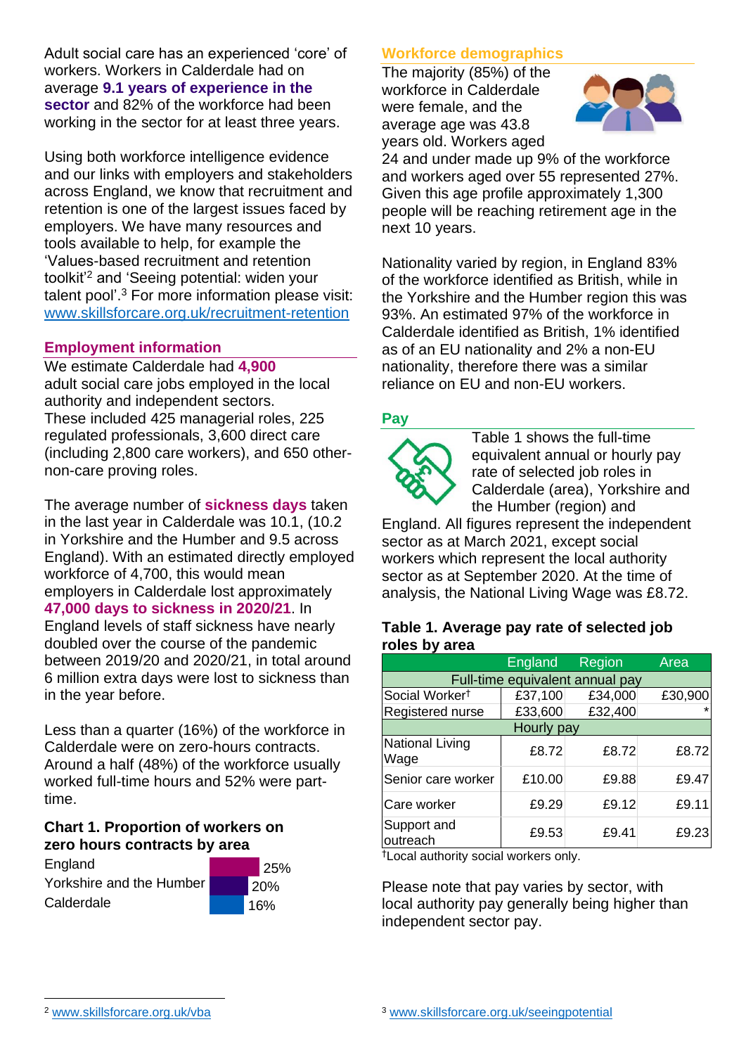Adult social care has an experienced 'core' of workers. Workers in Calderdale had on average **9.1 years of experience in the sector** and 82% of the workforce had been working in the sector for at least three years.

Using both workforce intelligence evidence and our links with employers and stakeholders across England, we know that recruitment and retention is one of the largest issues faced by employers. We have many resources and tools available to help, for example the 'Values-based recruitment and retention toolkit'[2] and 'Seeing potential: widen your talent pool'.[3] For more information please visit: www.skillsforcare.org.uk/recruitment-retention

## Employment information

We estimate Calderdale had **4,900** adult social care jobs employed in the local authority and independent sectors. These included 425 managerial roles, 225 regulated professionals, 3,600 direct care (including 2,800 care workers), and 650 other-non-care proving roles.

The average number of **sickness days** taken in the last year in Calderdale was 10.1, (10.2 in Yorkshire and the Humber and 9.5 across England). With an estimated directly employed workforce of 4,700, this would mean employers in Calderdale lost approximately **47,000 days to sickness in 2020/21**. In England levels of staff sickness have nearly doubled over the course of the pandemic between 2019/20 and 2020/21, in total around 6 million extra days were lost to sickness than in the year before.

Less than a quarter (16%) of the workforce in Calderdale were on zero-hours contracts. Around a half (48%) of the workforce usually worked full-time hours and 52% were part-time.

### Chart 1. Proportion of workers on zero hours contracts by area

| Area | Proportion |
|---|---|
| England | 25% |
| Yorkshire and the Humber | 20% |
| Calderdale | 16% |

## Workforce demographics

The majority (85%) of the workforce in Calderdale were female, and the average age was 43.8 years old. Workers aged 24 and under made up 9% of the workforce and workers aged over 55 represented 27%. Given this age profile approximately 1,300 people will be reaching retirement age in the next 10 years.

Nationality varied by region, in England 83% of the workforce identified as British, while in the Yorkshire and the Humber region this was 93%. An estimated 97% of the workforce in Calderdale identified as British, 1% identified as of an EU nationality and 2% a non-EU nationality, therefore there was a similar reliance on EU and non-EU workers.

## Pay

Table 1 shows the full-time equivalent annual or hourly pay rate of selected job roles in Calderdale (area), Yorkshire and the Humber (region) and England. All figures represent the independent sector as at March 2021, except social workers which represent the local authority sector as at September 2020. At the time of analysis, the National Living Wage was £8.72.

### Table 1. Average pay rate of selected job roles by area

| | England | Region | Area |
|---|---|---|---|
| **Full-time equivalent annual pay** | | | |
| Social Worker† | £37,100 | £34,000 | £30,900 |
| Registered nurse | £33,600 | £32,400 | * |
| **Hourly pay** | | | |
| National Living Wage | £8.72 | £8.72 | £8.72 |
| Senior care worker | £10.00 | £9.88 | £9.47 |
| Care worker | £9.29 | £9.12 | £9.11 |
| Support and outreach | £9.53 | £9.41 | £9.23 |

†Local authority social workers only.

Please note that pay varies by sector, with local authority pay generally being higher than independent sector pay.

[2] www.skillsforcare.org.uk/vba

[3] www.skillsforcare.org.uk/seeingpotential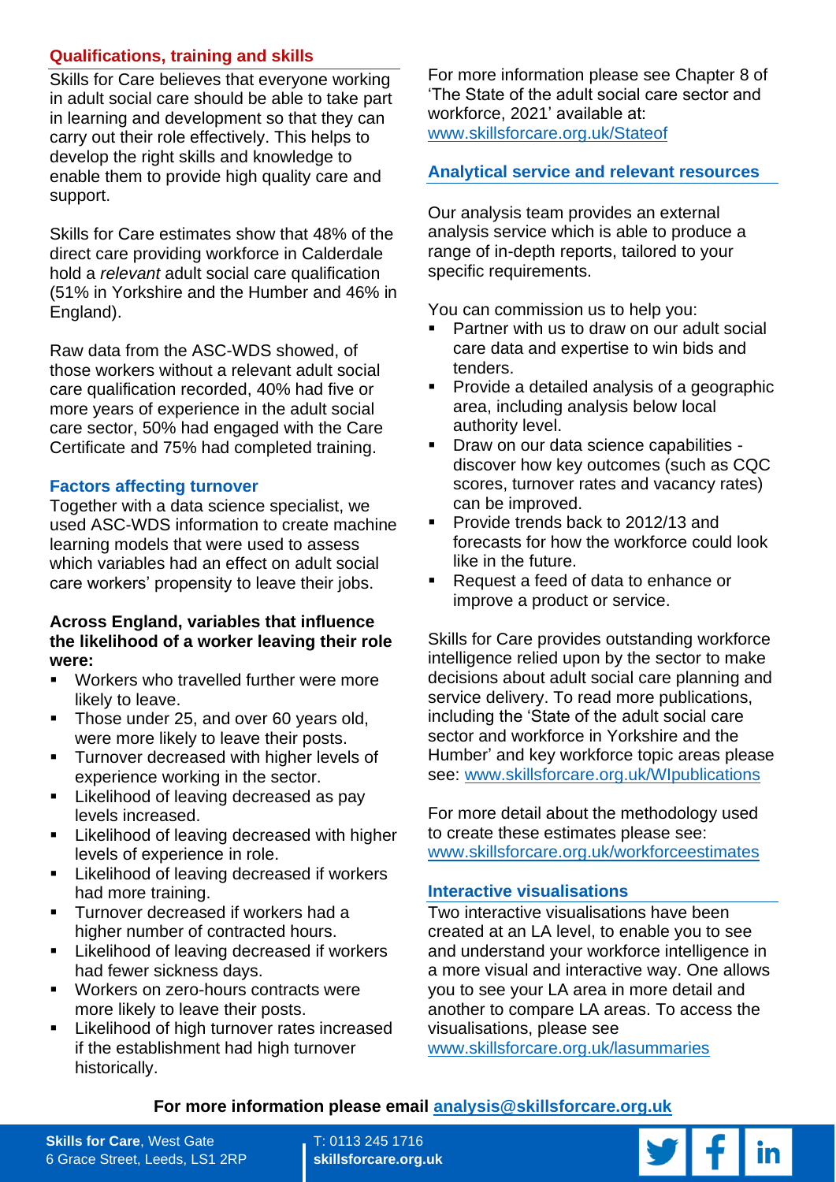## Qualifications, training and skills

Skills for Care believes that everyone working in adult social care should be able to take part in learning and development so that they can carry out their role effectively. This helps to develop the right skills and knowledge to enable them to provide high quality care and support.

Skills for Care estimates show that 48% of the direct care providing workforce in Calderdale hold a *relevant* adult social care qualification (51% in Yorkshire and the Humber and 46% in England).

Raw data from the ASC-WDS showed, of those workers without a relevant adult social care qualification recorded, 40% had five or more years of experience in the adult social care sector, 50% had engaged with the Care Certificate and 75% had completed training.

## Factors affecting turnover

Together with a data science specialist, we used ASC-WDS information to create machine learning models that were used to assess which variables had an effect on adult social care workers' propensity to leave their jobs.

**Across England, variables that influence the likelihood of a worker leaving their role were:**

- Workers who travelled further were more likely to leave.
- Those under 25, and over 60 years old, were more likely to leave their posts.
- Turnover decreased with higher levels of experience working in the sector.
- Likelihood of leaving decreased as pay levels increased.
- Likelihood of leaving decreased with higher levels of experience in role.
- Likelihood of leaving decreased if workers had more training.
- Turnover decreased if workers had a higher number of contracted hours.
- Likelihood of leaving decreased if workers had fewer sickness days.
- Workers on zero-hours contracts were more likely to leave their posts.
- Likelihood of high turnover rates increased if the establishment had high turnover historically.

For more information please see Chapter 8 of 'The State of the adult social care sector and workforce, 2021' available at: www.skillsforcare.org.uk/Stateof

## Analytical service and relevant resources

Our analysis team provides an external analysis service which is able to produce a range of in-depth reports, tailored to your specific requirements.

You can commission us to help you:

- Partner with us to draw on our adult social care data and expertise to win bids and tenders.
- Provide a detailed analysis of a geographic area, including analysis below local authority level.
- Draw on our data science capabilities - discover how key outcomes (such as CQC scores, turnover rates and vacancy rates) can be improved.
- Provide trends back to 2012/13 and forecasts for how the workforce could look like in the future.
- Request a feed of data to enhance or improve a product or service.

Skills for Care provides outstanding workforce intelligence relied upon by the sector to make decisions about adult social care planning and service delivery. To read more publications, including the 'State of the adult social care sector and workforce in Yorkshire and the Humber' and key workforce topic areas please see: www.skillsforcare.org.uk/WIpublications

For more detail about the methodology used to create these estimates please see: www.skillsforcare.org.uk/workforceestimates

## Interactive visualisations

Two interactive visualisations have been created at an LA level, to enable you to see and understand your workforce intelligence in a more visual and interactive way. One allows you to see your LA area in more detail and another to compare LA areas. To access the visualisations, please see www.skillsforcare.org.uk/lasummaries

**For more information please email analysis@skillsforcare.org.uk**

**Skills for Care**, West Gate
6 Grace Street, Leeds, LS1 2RP

T: 0113 245 1716
**skillsforcare.org.uk**